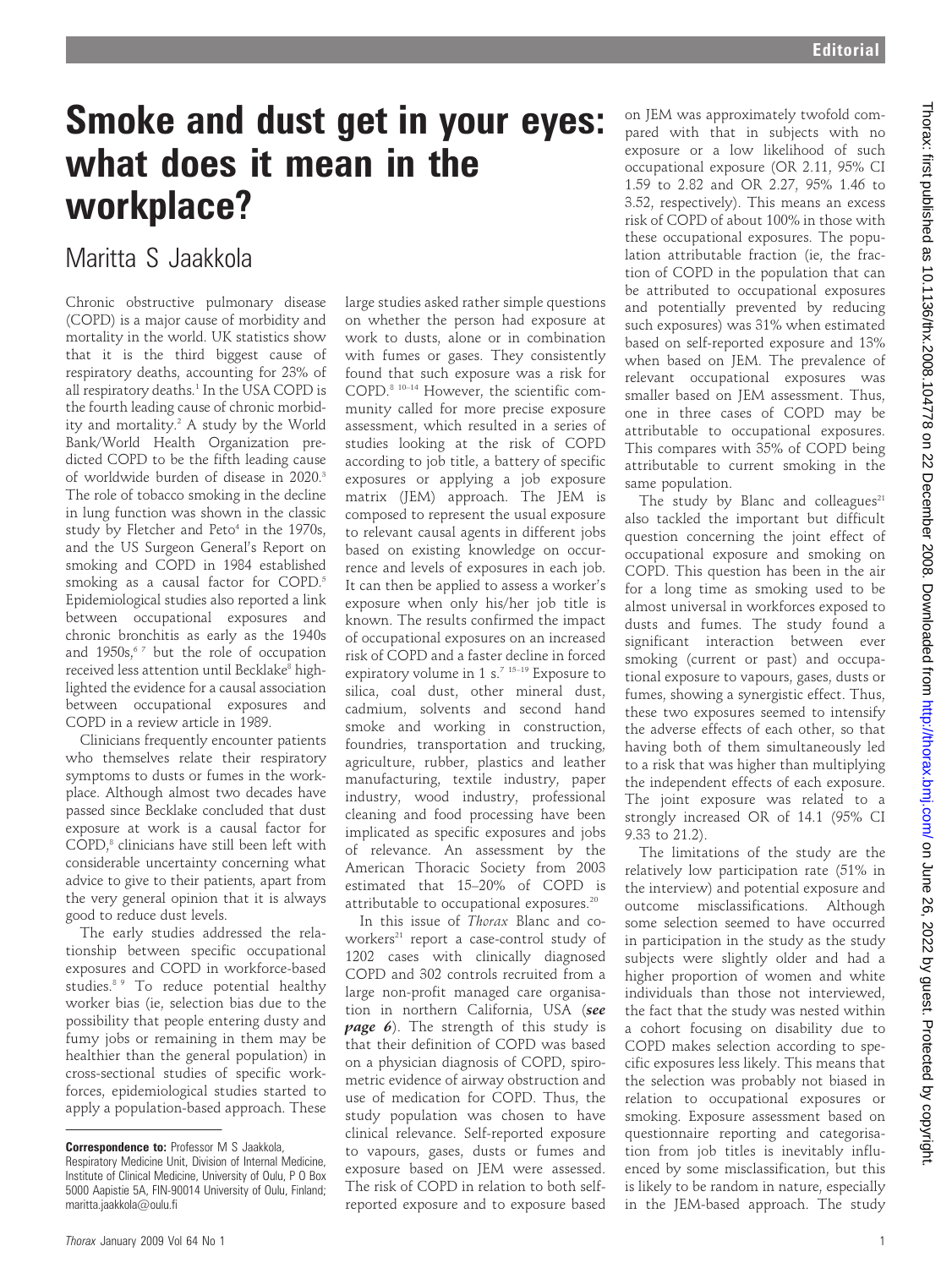# Smoke and dust get in your eyes: what does it mean in the workplace?

Maritta S Jaakkola

Chronic obstructive pulmonary disease (COPD) is a major cause of morbidity and mortality in the world. UK statistics show that it is the third biggest cause of respiratory deaths, accounting for 23% of all respiratory deaths.[1] In the USA COPD is the fourth leading cause of chronic morbidity and mortality.[2] A study by the World Bank/World Health Organization predicted COPD to be the fifth leading cause of worldwide burden of disease in 2020.[3] The role of tobacco smoking in the decline in lung function was shown in the classic study by Fletcher and Peto[4] in the 1970s, and the US Surgeon General's Report on smoking and COPD in 1984 established smoking as a causal factor for COPD.[5] Epidemiological studies also reported a link between occupational exposures and chronic bronchitis as early as the 1940s and 1950s,[6 7] but the role of occupation received less attention until Becklake[8] highlighted the evidence for a causal association between occupational exposures and COPD in a review article in 1989.

Clinicians frequently encounter patients who themselves relate their respiratory symptoms to dusts or fumes in the workplace. Although almost two decades have passed since Becklake concluded that dust exposure at work is a causal factor for COPD,[8] clinicians have still been left with considerable uncertainty concerning what advice to give to their patients, apart from the very general opinion that it is always good to reduce dust levels.

The early studies addressed the relationship between specific occupational exposures and COPD in workforce-based studies.[8 9] To reduce potential healthy worker bias (ie, selection bias due to the possibility that people entering dusty and fumy jobs or remaining in them may be healthier than the general population) in cross-sectional studies of specific workforces, epidemiological studies started to apply a population-based approach. These large studies asked rather simple questions on whether the person had exposure at work to dusts, alone or in combination with fumes or gases. They consistently found that such exposure was a risk for COPD.[8 10–14] However, the scientific community called for more precise exposure assessment, which resulted in a series of studies looking at the risk of COPD according to job title, a battery of specific exposures or applying a job exposure matrix (JEM) approach. The JEM is composed to represent the usual exposure to relevant causal agents in different jobs based on existing knowledge on occurrence and levels of exposures in each job. It can then be applied to assess a worker's exposure when only his/her job title is known. The results confirmed the impact of occupational exposures on an increased risk of COPD and a faster decline in forced expiratory volume in 1 s.[7 15–19] Exposure to silica, coal dust, other mineral dust, cadmium, solvents and second hand smoke and working in construction, foundries, transportation and trucking, agriculture, rubber, plastics and leather manufacturing, textile industry, paper industry, wood industry, professional cleaning and food processing have been implicated as specific exposures and jobs of relevance. An assessment by the American Thoracic Society from 2003 estimated that 15–20% of COPD is attributable to occupational exposures.[20]

In this issue of *Thorax* Blanc and coworkers[21] report a case-control study of 1202 cases with clinically diagnosed COPD and 302 controls recruited from a large non-profit managed care organisation in northern California, USA (***see page 6***). The strength of this study is that their definition of COPD was based on a physician diagnosis of COPD, spirometric evidence of airway obstruction and use of medication for COPD. Thus, the study population was chosen to have clinical relevance. Self-reported exposure to vapours, gases, dusts or fumes and exposure based on JEM were assessed. The risk of COPD in relation to both self-reported exposure and to exposure based on JEM was approximately twofold compared with that in subjects with no exposure or a low likelihood of such occupational exposure (OR 2.11, 95% CI 1.59 to 2.82 and OR 2.27, 95% 1.46 to 3.52, respectively). This means an excess risk of COPD of about 100% in those with these occupational exposures. The population attributable fraction (ie, the fraction of COPD in the population that can be attributed to occupational exposures and potentially prevented by reducing such exposures) was 31% when estimated based on self-reported exposure and 13% when based on JEM. The prevalence of relevant occupational exposures was smaller based on JEM assessment. Thus, one in three cases of COPD may be attributable to occupational exposures. This compares with 35% of COPD being attributable to current smoking in the same population.

The study by Blanc and colleagues[21] also tackled the important but difficult question concerning the joint effect of occupational exposure and smoking on COPD. This question has been in the air for a long time as smoking used to be almost universal in workforces exposed to dusts and fumes. The study found a significant interaction between ever smoking (current or past) and occupational exposure to vapours, gases, dusts or fumes, showing a synergistic effect. Thus, these two exposures seemed to intensify the adverse effects of each other, so that having both of them simultaneously led to a risk that was higher than multiplying the independent effects of each exposure. The joint exposure was related to a strongly increased OR of 14.1 (95% CI 9.33 to 21.2).

The limitations of the study are the relatively low participation rate (51% in the interview) and potential exposure and outcome misclassifications. Although some selection seemed to have occurred in participation in the study as the study subjects were slightly older and had a higher proportion of women and white individuals than those not interviewed, the fact that the study was nested within a cohort focusing on disability due to COPD makes selection according to specific exposures less likely. This means that the selection was probably not biased in relation to occupational exposures or smoking. Exposure assessment based on questionnaire reporting and categorisation from job titles is inevitably influenced by some misclassification, but this is likely to be random in nature, especially in the JEM-based approach. The study

**Correspondence to:** Professor M S Jaakkola, Respiratory Medicine Unit, Division of Internal Medicine, Institute of Clinical Medicine, University of Oulu, P O Box 5000 Aapistie 5A, FIN-90014 University of Oulu, Finland; maritta.jaakkola@oulu.fi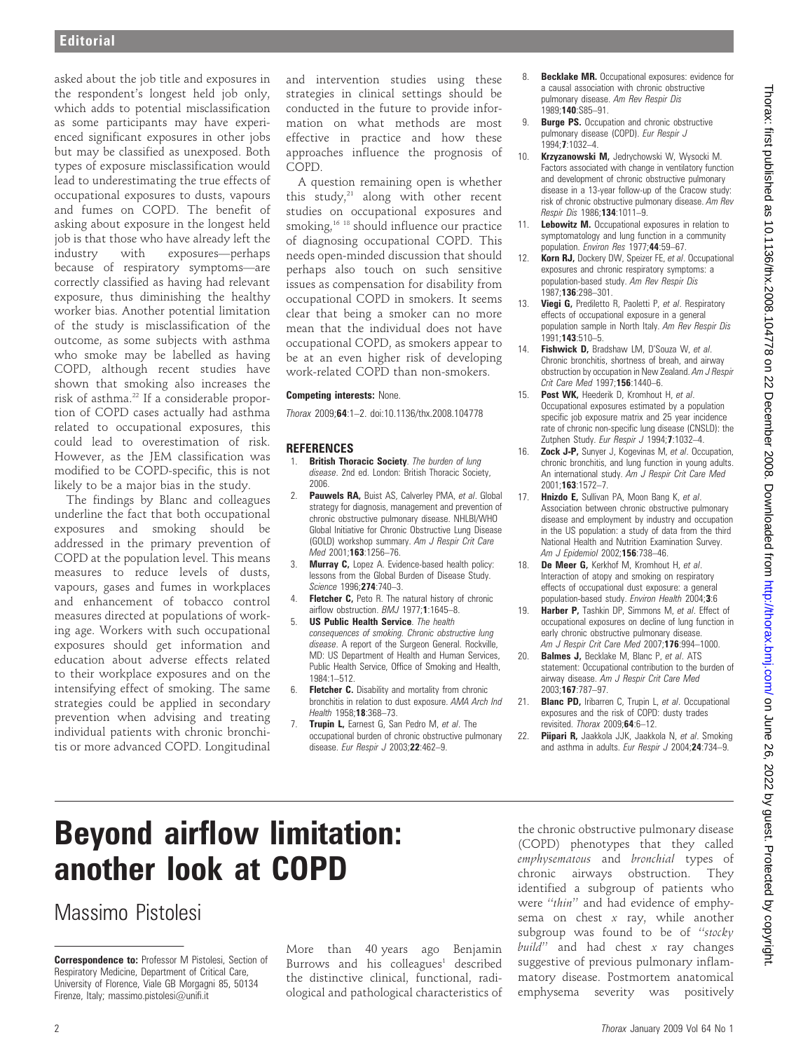asked about the job title and exposures in the respondent's longest held job only, which adds to potential misclassification as some participants may have experienced significant exposures in other jobs but may be classified as unexposed. Both types of exposure misclassification would lead to underestimating the true effects of occupational exposures to dusts, vapours and fumes on COPD. The benefit of asking about exposure in the longest held job is that those who have already left the industry with exposures—perhaps because of respiratory symptoms—are correctly classified as having had relevant exposure, thus diminishing the healthy worker bias. Another potential limitation of the study is misclassification of the outcome, as some subjects with asthma who smoke may be labelled as having COPD, although recent studies have shown that smoking also increases the risk of asthma.[22] If a considerable proportion of COPD cases actually had asthma related to occupational exposures, this could lead to overestimation of risk. However, as the JEM classification was modified to be COPD-specific, this is not likely to be a major bias in the study.

The findings by Blanc and colleagues underline the fact that both occupational exposures and smoking should be addressed in the primary prevention of COPD at the population level. This means measures to reduce levels of dusts, vapours, gases and fumes in workplaces and enhancement of tobacco control measures directed at populations of working age. Workers with such occupational exposures should get information and education about adverse effects related to their workplace exposures and on the intensifying effect of smoking. The same strategies could be applied in secondary prevention when advising and treating individual patients with chronic bronchitis or more advanced COPD. Longitudinal and intervention studies using these strategies in clinical settings should be conducted in the future to provide information on what methods are most effective in practice and how these approaches influence the prognosis of COPD.

A question remaining open is whether this study,[21] along with other recent studies on occupational exposures and smoking,[16 18] should influence our practice of diagnosing occupational COPD. This needs open-minded discussion that should perhaps also touch on such sensitive issues as compensation for disability from occupational COPD in smokers. It seems clear that being a smoker can no more mean that the individual does not have occupational COPD, as smokers appear to be at an even higher risk of developing work-related COPD than non-smokers.

**Competing interests:** None.

*Thorax* 2009;**64**:1–2. doi:10.1136/thx.2008.104778

## REFERENCES

1. **British Thoracic Society**. *The burden of lung disease*. 2nd ed. London: British Thoracic Society, 2006.
2. **Pauwels RA,** Buist AS, Calverley PMA, *et al*. Global strategy for diagnosis, management and prevention of chronic obstructive pulmonary disease. NHLBI/WHO Global Initiative for Chronic Obstructive Lung Disease (GOLD) workshop summary. *Am J Respir Crit Care Med* 2001;**163**:1256–76.
3. **Murray C,** Lopez A. Evidence-based health policy: lessons from the Global Burden of Disease Study. *Science* 1996;**274**:740–3.
4. **Fletcher C,** Peto R. The natural history of chronic airflow obstruction. *BMJ* 1977;**1**:1645–8.
5. **US Public Health Service**. *The health consequences of smoking. Chronic obstructive lung disease*. A report of the Surgeon General. Rockville, MD: US Department of Health and Human Services, Public Health Service, Office of Smoking and Health, 1984:1–512.
6. **Fletcher C.** Disability and mortality from chronic bronchitis in relation to dust exposure. *AMA Arch Ind Health* 1958;**18**:368–73.
7. **Trupin L,** Earnest G, San Pedro M, *et al*. The occupational burden of chronic obstructive pulmonary disease. *Eur Respir J* 2003;**22**:462–9.
8. **Becklake MR.** Occupational exposures: evidence for a causal association with chronic obstructive pulmonary disease. *Am Rev Respir Dis* 1989;**140**:S85–91.
9. **Burge PS.** Occupation and chronic obstructive pulmonary disease (COPD). *Eur Respir J* 1994;**7**:1032–4.
10. **Krzyzanowski M,** Jedrychowski W, Wysocki M. Factors associated with change in ventilatory function and development of chronic obstructive pulmonary disease in a 13-year follow-up of the Cracow study: risk of chronic obstructive pulmonary disease. *Am Rev Respir Dis* 1986;**134**:1011–9.
11. **Lebowitz M.** Occupational exposures in relation to symptomatology and lung function in a community population. *Environ Res* 1977;**44**:59–67.
12. **Korn RJ,** Dockery DW, Speizer FE, *et al*. Occupational exposures and chronic respiratory symptoms: a population-based study. *Am Rev Respir Dis* 1987;**136**:298–301.
13. **Viegi G,** Prediletto R, Paoletti P, *et al*. Respiratory effects of occupational exposure in a general population sample in North Italy. *Am Rev Respir Dis* 1991;**143**:510–5.
14. **Fishwick D,** Bradshaw LM, D'Souza W, *et al*. Chronic bronchitis, shortness of breah, and airway obstruction by occupation in New Zealand. *Am J Respir Crit Care Med* 1997;**156**:1440–6.
15. **Post WK,** Heederik D, Kromhout H, *et al*. Occupational exposures estimated by a population specific job exposure matrix and 25 year incidence rate of chronic non-specific lung disease (CNSLD): the Zutphen Study. *Eur Respir J* 1994;**7**:1032–4.
16. **Zock J-P,** Sunyer J, Kogevinas M, *et al*. Occupation, chronic bronchitis, and lung function in young adults. An international study. *Am J Respir Crit Care Med* 2001;**163**:1572–7.
17. **Hnizdo E,** Sullivan PA, Moon Bang K, *et al*. Association between chronic obstructive pulmonary disease and employment by industry and occupation in the US population: a study of data from the third National Health and Nutrition Examination Survey. *Am J Epidemiol* 2002;**156**:738–46.
18. **De Meer G,** Kerkhof M, Kromhout H, *et al*. Interaction of atopy and smoking on respiratory effects of occupational dust exposure: a general population-based study. *Environ Health* 2004;**3**:6
19. **Harber P,** Tashkin DP, Simmons M, *et al*. Effect of occupational exposures on decline of lung function in early chronic obstructive pulmonary disease. *Am J Respir Crit Care Med* 2007;**176**:994–1000.
20. **Balmes J,** Becklake M, Blanc P, *et al*. ATS statement: Occupational contribution to the burden of airway disease. *Am J Respir Crit Care Med* 2003;**167**:787–97.
21. **Blanc PD,** Iribarren C, Trupin L, *et al*. Occupational exposures and the risk of COPD: dusty trades revisited. *Thorax* 2009;**64**:6–12.
22. **Piipari R,** Jaakkola JJK, Jaakkola N, *et al*. Smoking and asthma in adults. *Eur Respir J* 2004;**24**:734–9.

# Beyond airflow limitation: another look at COPD

## Massimo Pistolesi

**Correspondence to:** Professor M Pistolesi, Section of Respiratory Medicine, Department of Critical Care, University of Florence, Viale GB Morgagni 85, 50134 Firenze, Italy; massimo.pistolesi@unifi.it

More than 40 years ago Benjamin Burrows and his colleagues[1] described the distinctive clinical, functional, radiological and pathological characteristics of the chronic obstructive pulmonary disease (COPD) phenotypes that they called *emphysematous* and *bronchial* types of chronic airways obstruction. They identified a subgroup of patients who were "*thin*" and had evidence of emphysema on chest *x* ray, while another subgroup was found to be of "*stocky build*" and had chest *x* ray changes suggestive of previous pulmonary inflammatory disease. Postmortem anatomical emphysema severity was positively